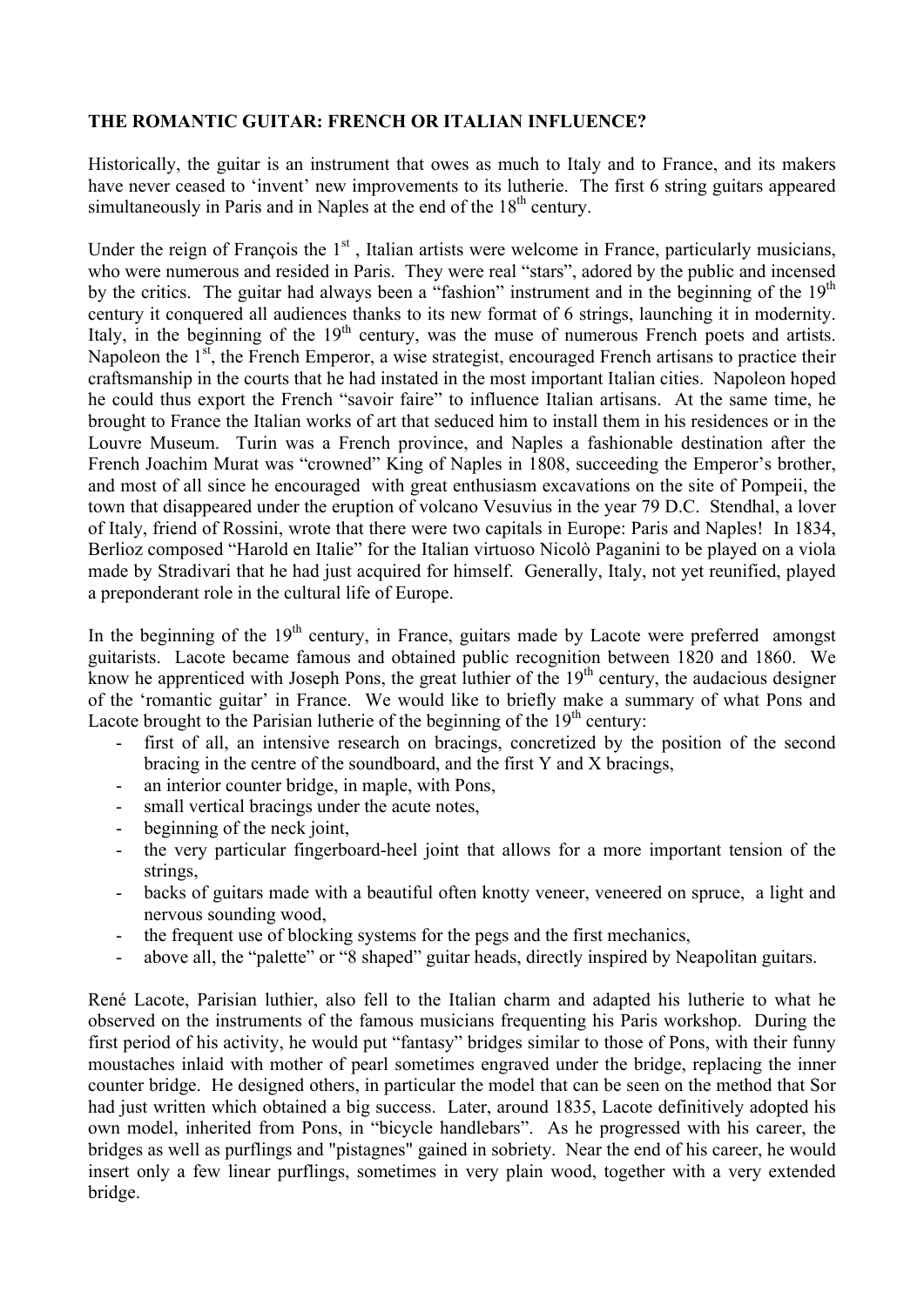**THE ROMANTIC GUITAR: FRENCH OR ITALIAN INFLUENCE?**

Historically, the guitar is an instrument that owes as much to Italy and to France, and its makers have never ceased to 'invent' new improvements to its lutherie. The first 6 string guitars appeared simultaneously in Paris and in Naples at the end of the 18th century.

Under the reign of François the 1st, Italian artists were welcome in France, particularly musicians, who were numerous and resided in Paris. They were real "stars", adored by the public and incensed by the critics. The guitar had always been a "fashion" instrument and in the beginning of the 19th century it conquered all audiences thanks to its new format of 6 strings, launching it in modernity. Italy, in the beginning of the 19th century, was the muse of numerous French poets and artists. Napoleon the 1st, the French Emperor, a wise strategist, encouraged French artisans to practice their craftsmanship in the courts that he had instated in the most important Italian cities. Napoleon hoped he could thus export the French "savoir faire" to influence Italian artisans. At the same time, he brought to France the Italian works of art that seduced him to install them in his residences or in the Louvre Museum. Turin was a French province, and Naples a fashionable destination after the French Joachim Murat was "crowned" King of Naples in 1808, succeeding the Emperor's brother, and most of all since he encouraged with great enthusiasm excavations on the site of Pompeii, the town that disappeared under the eruption of volcano Vesuvius in the year 79 D.C. Stendhal, a lover of Italy, friend of Rossini, wrote that there were two capitals in Europe: Paris and Naples! In 1834, Berlioz composed "Harold en Italie" for the Italian virtuoso Nicolò Paganini to be played on a viola made by Stradivari that he had just acquired for himself. Generally, Italy, not yet reunified, played a preponderant role in the cultural life of Europe.

In the beginning of the 19th century, in France, guitars made by Lacote were preferred amongst guitarists. Lacote became famous and obtained public recognition between 1820 and 1860. We know he apprenticed with Joseph Pons, the great luthier of the 19th century, the audacious designer of the 'romantic guitar' in France. We would like to briefly make a summary of what Pons and Lacote brought to the Parisian lutherie of the beginning of the 19th century:

- first of all, an intensive research on bracings, concretized by the position of the second bracing in the centre of the soundboard, and the first Y and X bracings,
- an interior counter bridge, in maple, with Pons,
- small vertical bracings under the acute notes,
- beginning of the neck joint,
- the very particular fingerboard-heel joint that allows for a more important tension of the strings,
- backs of guitars made with a beautiful often knotty veneer, veneered on spruce, a light and nervous sounding wood,
- the frequent use of blocking systems for the pegs and the first mechanics,
- above all, the "palette" or "8 shaped" guitar heads, directly inspired by Neapolitan guitars.

René Lacote, Parisian luthier, also fell to the Italian charm and adapted his lutherie to what he observed on the instruments of the famous musicians frequenting his Paris workshop. During the first period of his activity, he would put "fantasy" bridges similar to those of Pons, with their funny moustaches inlaid with mother of pearl sometimes engraved under the bridge, replacing the inner counter bridge. He designed others, in particular the model that can be seen on the method that Sor had just written which obtained a big success. Later, around 1835, Lacote definitively adopted his own model, inherited from Pons, in "bicycle handlebars". As he progressed with his career, the bridges as well as purflings and "pistagnes" gained in sobriety. Near the end of his career, he would insert only a few linear purflings, sometimes in very plain wood, together with a very extended bridge.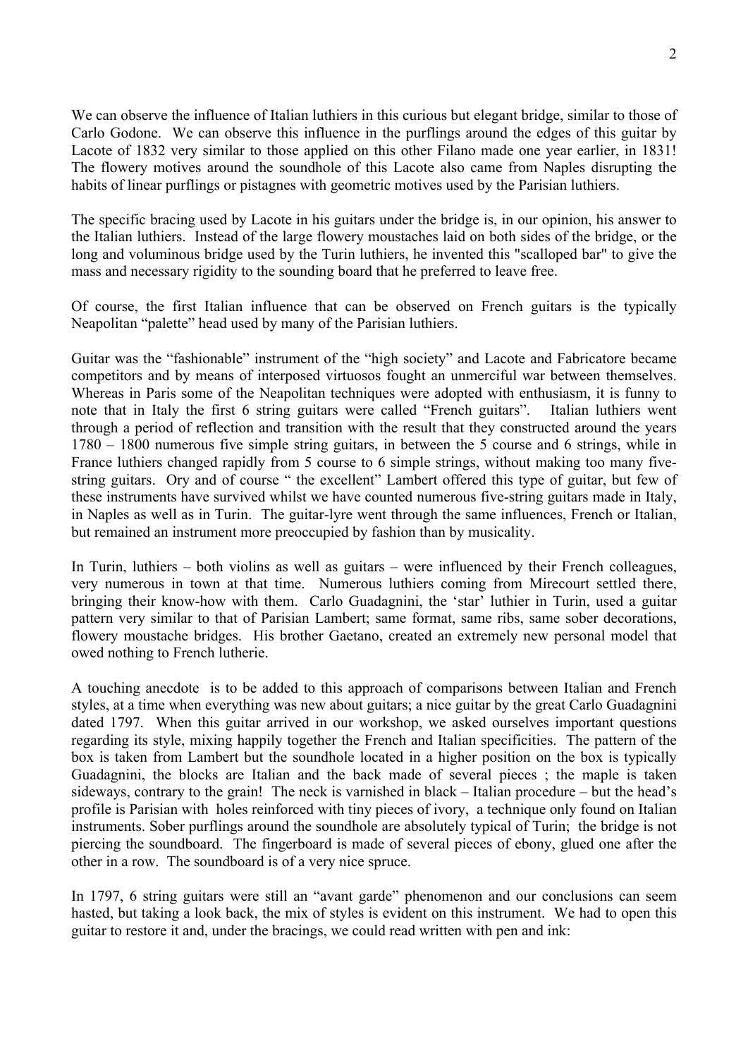We can observe the influence of Italian luthiers in this curious but elegant bridge, similar to those of Carlo Godone. We can observe this influence in the purflings around the edges of this guitar by Lacote of 1832 very similar to those applied on this other Filano made one year earlier, in 1831! The flowery motives around the soundhole of this Lacote also came from Naples disrupting the habits of linear purflings or pistagnes with geometric motives used by the Parisian luthiers.

The specific bracing used by Lacote in his guitars under the bridge is, in our opinion, his answer to the Italian luthiers. Instead of the large flowery moustaches laid on both sides of the bridge, or the long and voluminous bridge used by the Turin luthiers, he invented this "scalloped bar" to give the mass and necessary rigidity to the sounding board that he preferred to leave free.

Of course, the first Italian influence that can be observed on French guitars is the typically Neapolitan "palette" head used by many of the Parisian luthiers.

Guitar was the "fashionable" instrument of the "high society" and Lacote and Fabricatore became competitors and by means of interposed virtuosos fought an unmerciful war between themselves. Whereas in Paris some of the Neapolitan techniques were adopted with enthusiasm, it is funny to note that in Italy the first 6 string guitars were called "French guitars". Italian luthiers went through a period of reflection and transition with the result that they constructed around the years 1780 – 1800 numerous five simple string guitars, in between the 5 course and 6 strings, while in France luthiers changed rapidly from 5 course to 6 simple strings, without making too many five-string guitars. Ory and of course " the excellent" Lambert offered this type of guitar, but few of these instruments have survived whilst we have counted numerous five-string guitars made in Italy, in Naples as well as in Turin. The guitar-lyre went through the same influences, French or Italian, but remained an instrument more preoccupied by fashion than by musicality.

In Turin, luthiers – both violins as well as guitars – were influenced by their French colleagues, very numerous in town at that time. Numerous luthiers coming from Mirecourt settled there, bringing their know-how with them. Carlo Guadagnini, the 'star' luthier in Turin, used a guitar pattern very similar to that of Parisian Lambert; same format, same ribs, same sober decorations, flowery moustache bridges. His brother Gaetano, created an extremely new personal model that owed nothing to French lutherie.

A touching anecdote is to be added to this approach of comparisons between Italian and French styles, at a time when everything was new about guitars; a nice guitar by the great Carlo Guadagnini dated 1797. When this guitar arrived in our workshop, we asked ourselves important questions regarding its style, mixing happily together the French and Italian specificities. The pattern of the box is taken from Lambert but the soundhole located in a higher position on the box is typically Guadagnini, the blocks are Italian and the back made of several pieces ; the maple is taken sideways, contrary to the grain! The neck is varnished in black – Italian procedure – but the head's profile is Parisian with holes reinforced with tiny pieces of ivory, a technique only found on Italian instruments. Sober purflings around the soundhole are absolutely typical of Turin; the bridge is not piercing the soundboard. The fingerboard is made of several pieces of ebony, glued one after the other in a row. The soundboard is of a very nice spruce.

In 1797, 6 string guitars were still an "avant garde" phenomenon and our conclusions can seem hasted, but taking a look back, the mix of styles is evident on this instrument. We had to open this guitar to restore it and, under the bracings, we could read written with pen and ink: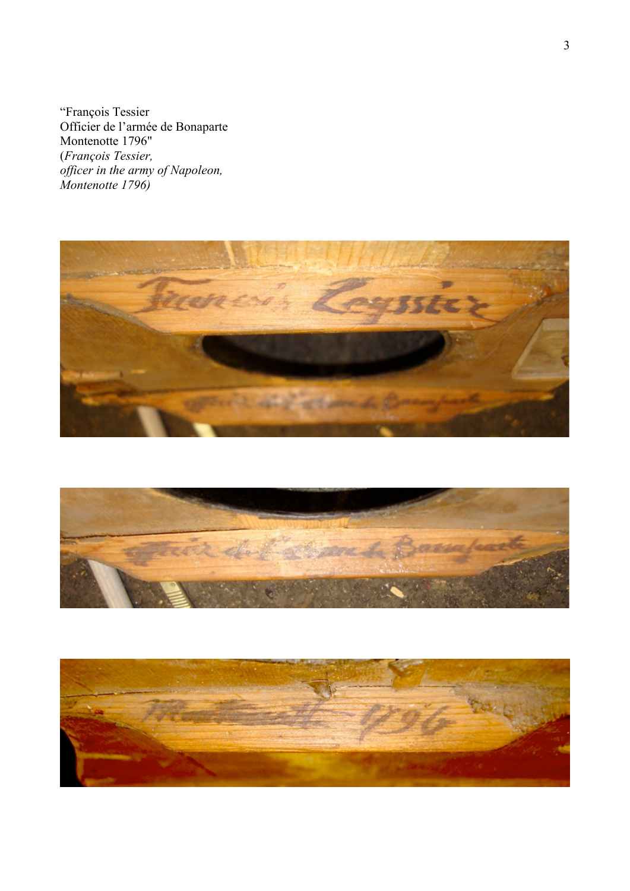"François Tessier
Officier de l'armée de Bonaparte
Montenotte 1796"
(*François Tessier,
officer in the army of Napoleon,
Montenotte 1796)*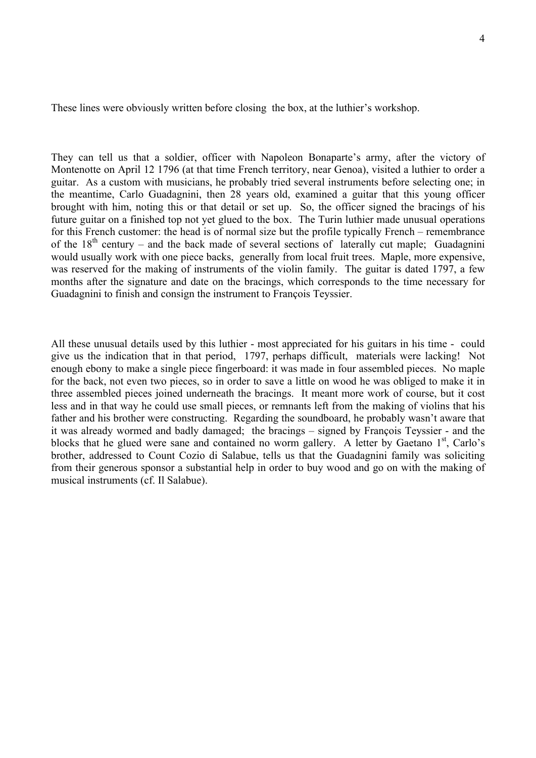These lines were obviously written before closing the box, at the luthier's workshop.

They can tell us that a soldier, officer with Napoleon Bonaparte's army, after the victory of Montenotte on April 12 1796 (at that time French territory, near Genoa), visited a luthier to order a guitar. As a custom with musicians, he probably tried several instruments before selecting one; in the meantime, Carlo Guadagnini, then 28 years old, examined a guitar that this young officer brought with him, noting this or that detail or set up. So, the officer signed the bracings of his future guitar on a finished top not yet glued to the box. The Turin luthier made unusual operations for this French customer: the head is of normal size but the profile typically French – remembrance of the 18th century – and the back made of several sections of laterally cut maple; Guadagnini would usually work with one piece backs, generally from local fruit trees. Maple, more expensive, was reserved for the making of instruments of the violin family. The guitar is dated 1797, a few months after the signature and date on the bracings, which corresponds to the time necessary for Guadagnini to finish and consign the instrument to François Teyssier.

All these unusual details used by this luthier - most appreciated for his guitars in his time - could give us the indication that in that period, 1797, perhaps difficult, materials were lacking! Not enough ebony to make a single piece fingerboard: it was made in four assembled pieces. No maple for the back, not even two pieces, so in order to save a little on wood he was obliged to make it in three assembled pieces joined underneath the bracings. It meant more work of course, but it cost less and in that way he could use small pieces, or remnants left from the making of violins that his father and his brother were constructing. Regarding the soundboard, he probably wasn't aware that it was already wormed and badly damaged; the bracings – signed by François Teyssier - and the blocks that he glued were sane and contained no worm gallery. A letter by Gaetano 1st, Carlo's brother, addressed to Count Cozio di Salabue, tells us that the Guadagnini family was soliciting from their generous sponsor a substantial help in order to buy wood and go on with the making of musical instruments (cf. Il Salabue).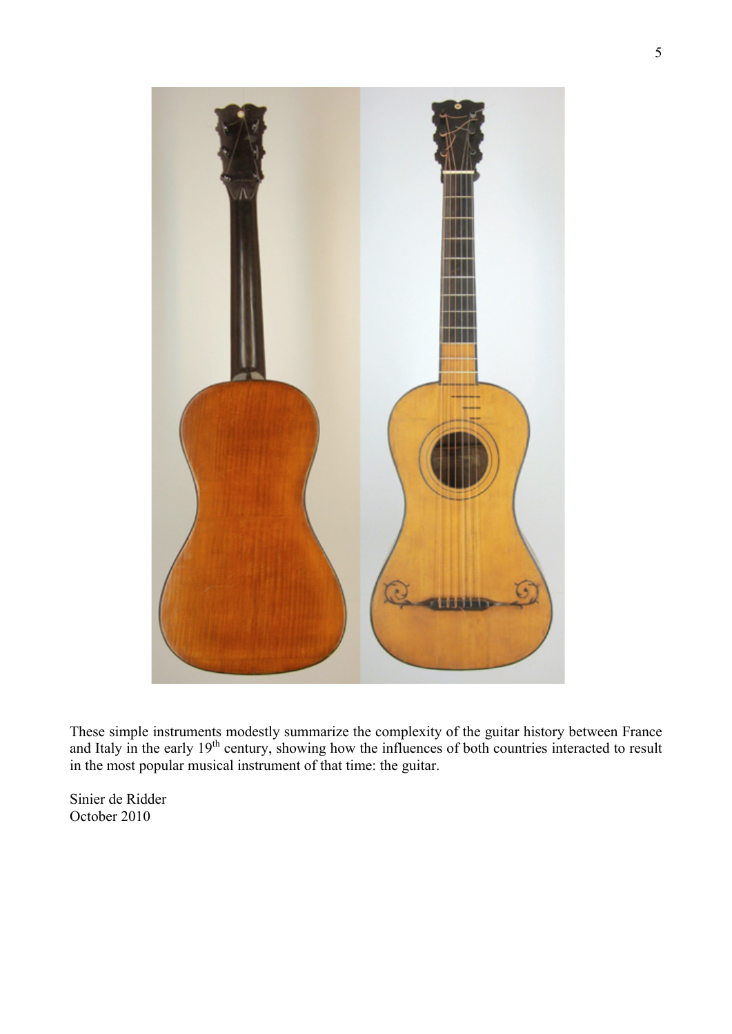These simple instruments modestly summarize the complexity of the guitar history between France and Italy in the early 19th century, showing how the influences of both countries interacted to result in the most popular musical instrument of that time: the guitar.

Sinier de Ridder
October 2010